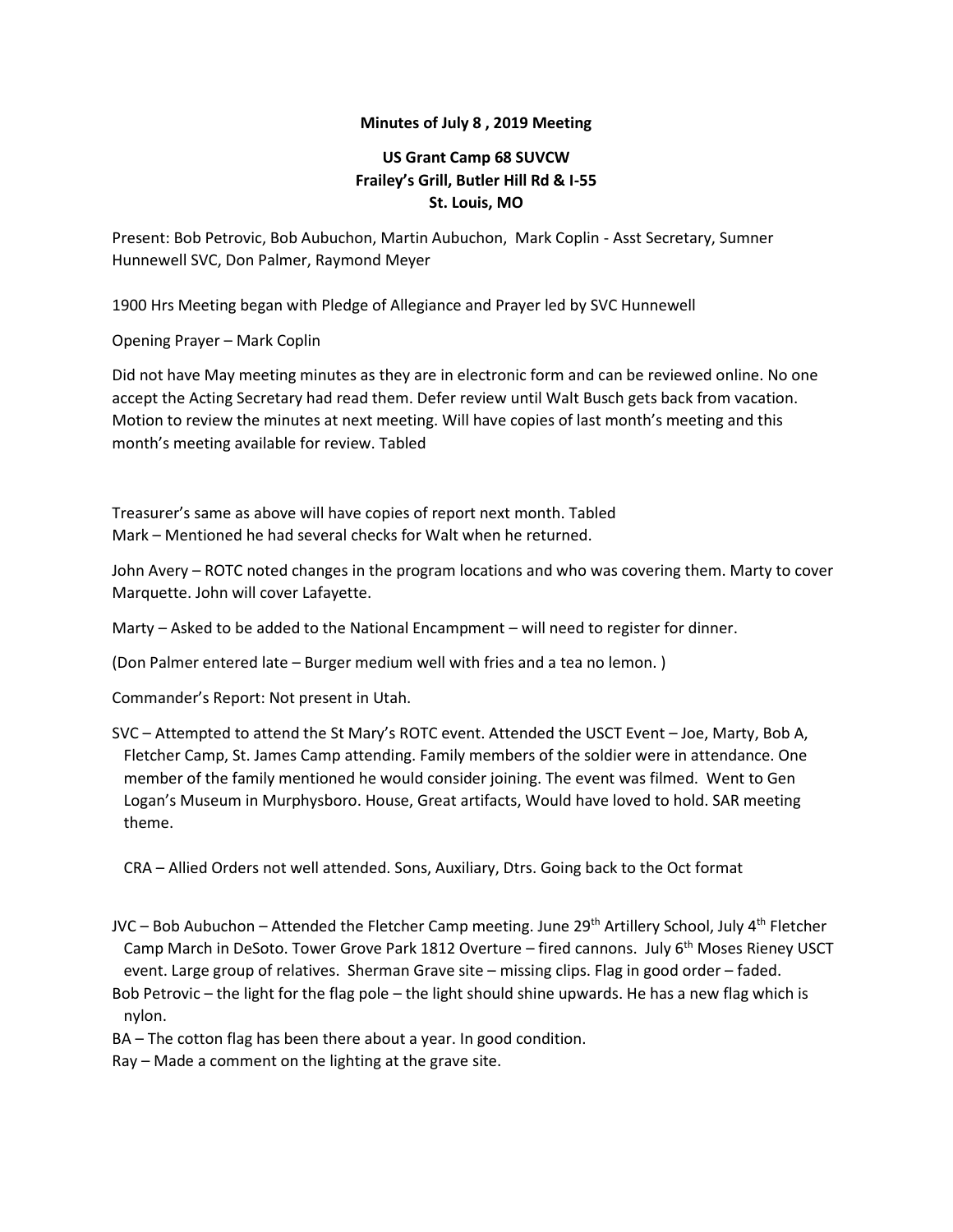**Minutes of July 8 , 2019 Meeting**

**US Grant Camp 68 SUVCW**
**Frailey's Grill, Butler Hill Rd & I-55**
**St. Louis, MO**

Present: Bob Petrovic, Bob Aubuchon, Martin Aubuchon, Mark Coplin - Asst Secretary, Sumner Hunnewell SVC, Don Palmer, Raymond Meyer

1900 Hrs Meeting began with Pledge of Allegiance and Prayer led by SVC Hunnewell

Opening Prayer – Mark Coplin

Did not have May meeting minutes as they are in electronic form and can be reviewed online. No one accept the Acting Secretary had read them. Defer review until Walt Busch gets back from vacation. Motion to review the minutes at next meeting. Will have copies of last month's meeting and this month's meeting available for review. Tabled

Treasurer's same as above will have copies of report next month. Tabled
Mark – Mentioned he had several checks for Walt when he returned.

John Avery – ROTC noted changes in the program locations and who was covering them. Marty to cover Marquette. John will cover Lafayette.

Marty – Asked to be added to the National Encampment – will need to register for dinner.

(Don Palmer entered late – Burger medium well with fries and a tea no lemon. )

Commander's Report: Not present in Utah.

SVC – Attempted to attend the St Mary's ROTC event. Attended the USCT Event – Joe, Marty, Bob A, Fletcher Camp, St. James Camp attending. Family members of the soldier were in attendance. One member of the family mentioned he would consider joining. The event was filmed. Went to Gen Logan's Museum in Murphysboro. House, Great artifacts, Would have loved to hold. SAR meeting theme.

CRA – Allied Orders not well attended. Sons, Auxiliary, Dtrs. Going back to the Oct format

JVC – Bob Aubuchon – Attended the Fletcher Camp meeting. June 29th Artillery School, July 4th Fletcher Camp March in DeSoto. Tower Grove Park 1812 Overture – fired cannons. July 6th Moses Rieney USCT event. Large group of relatives. Sherman Grave site – missing clips. Flag in good order – faded.
Bob Petrovic – the light for the flag pole – the light should shine upwards. He has a new flag which is nylon.
BA – The cotton flag has been there about a year. In good condition.
Ray – Made a comment on the lighting at the grave site.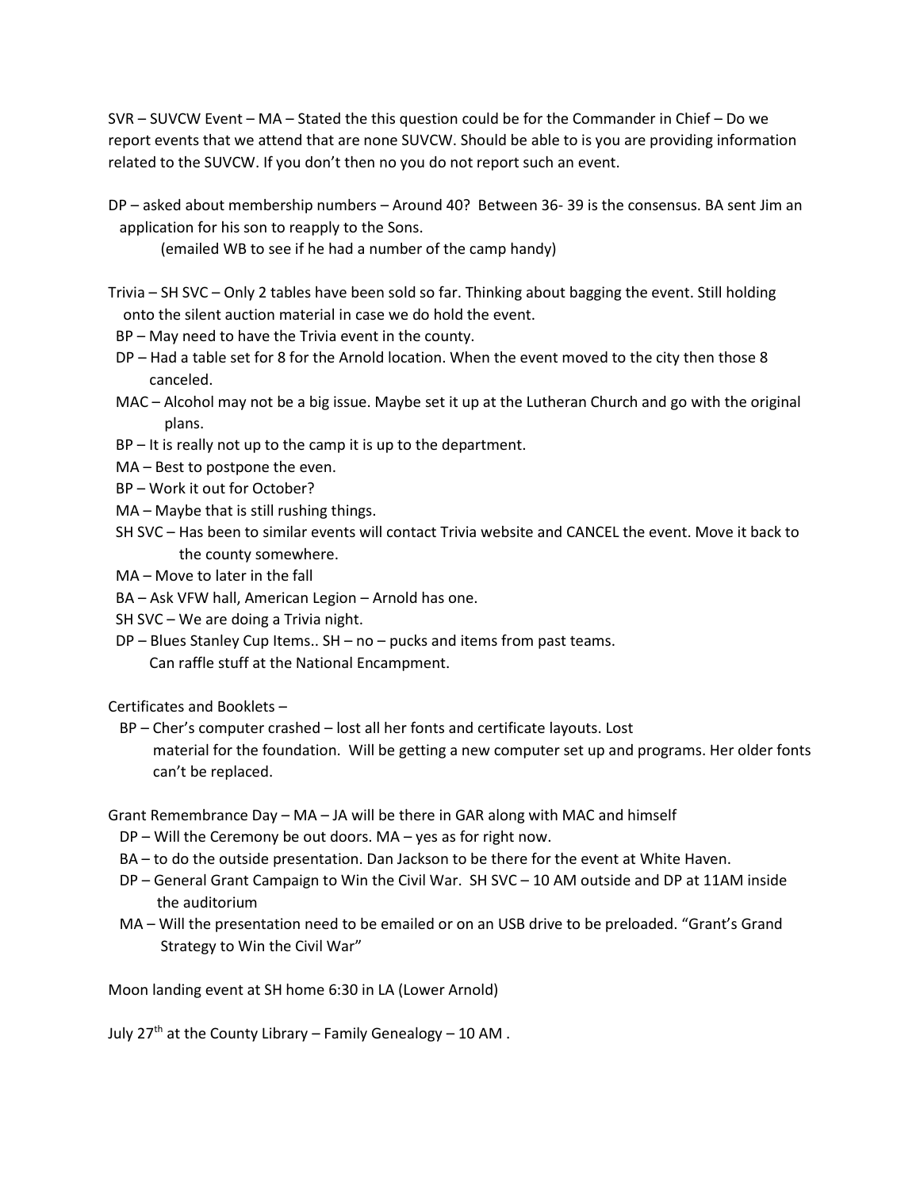SVR – SUVCW Event – MA – Stated the this question could be for the Commander in Chief – Do we report events that we attend that are none SUVCW. Should be able to is you are providing information related to the SUVCW. If you don't then no you do not report such an event.

DP – asked about membership numbers – Around 40? Between 36- 39 is the consensus. BA sent Jim an application for his son to reapply to the Sons.
(emailed WB to see if he had a number of the camp handy)

Trivia – SH SVC – Only 2 tables have been sold so far. Thinking about bagging the event. Still holding onto the silent auction material in case we do hold the event.
BP – May need to have the Trivia event in the county.
DP – Had a table set for 8 for the Arnold location. When the event moved to the city then those 8 canceled.
MAC – Alcohol may not be a big issue. Maybe set it up at the Lutheran Church and go with the original plans.
BP – It is really not up to the camp it is up to the department.
MA – Best to postpone the even.
BP – Work it out for October?
MA – Maybe that is still rushing things.
SH SVC – Has been to similar events will contact Trivia website and CANCEL the event. Move it back to the county somewhere.
MA – Move to later in the fall
BA – Ask VFW hall, American Legion – Arnold has one.
SH SVC – We are doing a Trivia night.
DP – Blues Stanley Cup Items.. SH – no – pucks and items from past teams.
Can raffle stuff at the National Encampment.

Certificates and Booklets –
BP – Cher's computer crashed – lost all her fonts and certificate layouts. Lost material for the foundation. Will be getting a new computer set up and programs. Her older fonts can't be replaced.

Grant Remembrance Day – MA – JA will be there in GAR along with MAC and himself
DP – Will the Ceremony be out doors. MA – yes as for right now.
BA – to do the outside presentation. Dan Jackson to be there for the event at White Haven.
DP – General Grant Campaign to Win the Civil War. SH SVC – 10 AM outside and DP at 11AM inside the auditorium
MA – Will the presentation need to be emailed or on an USB drive to be preloaded. "Grant's Grand Strategy to Win the Civil War"

Moon landing event at SH home 6:30 in LA (Lower Arnold)

July 27th at the County Library – Family Genealogy – 10 AM .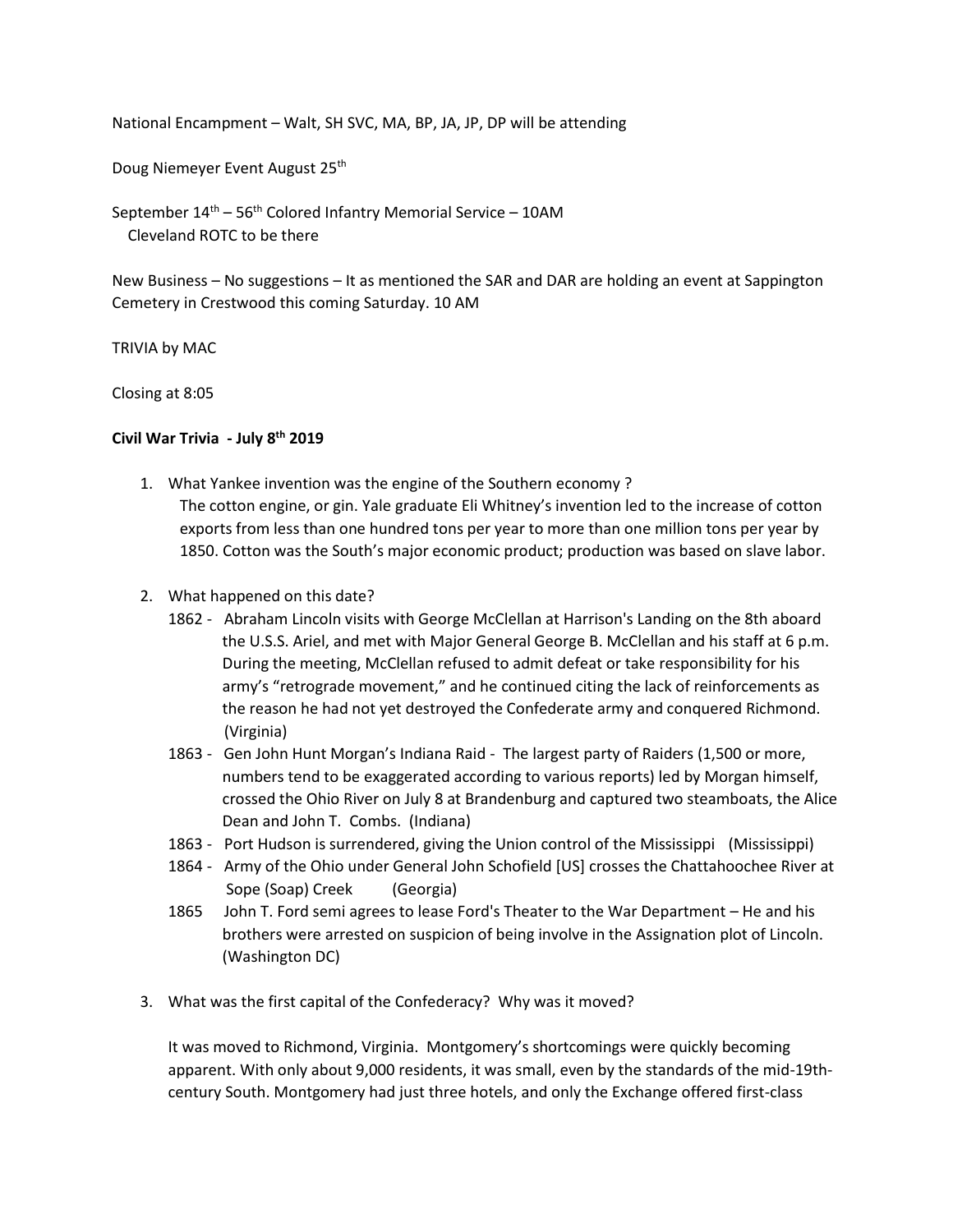National Encampment – Walt, SH SVC, MA, BP, JA, JP, DP will be attending

Doug Niemeyer Event August 25th

September 14th – 56th Colored Infantry Memorial Service – 10AM
Cleveland ROTC to be there

New Business – No suggestions – It as mentioned the SAR and DAR are holding an event at Sappington Cemetery in Crestwood this coming Saturday. 10 AM

TRIVIA by MAC

Closing at 8:05

**Civil War Trivia - July 8th 2019**

1. What Yankee invention was the engine of the Southern economy ?
   The cotton engine, or gin. Yale graduate Eli Whitney's invention led to the increase of cotton exports from less than one hundred tons per year to more than one million tons per year by 1850. Cotton was the South's major economic product; production was based on slave labor.

2. What happened on this date?
   1862 - Abraham Lincoln visits with George McClellan at Harrison's Landing on the 8th aboard the U.S.S. Ariel, and met with Major General George B. McClellan and his staff at 6 p.m. During the meeting, McClellan refused to admit defeat or take responsibility for his army's "retrograde movement," and he continued citing the lack of reinforcements as the reason he had not yet destroyed the Confederate army and conquered Richmond. (Virginia)
   1863 - Gen John Hunt Morgan's Indiana Raid - The largest party of Raiders (1,500 or more, numbers tend to be exaggerated according to various reports) led by Morgan himself, crossed the Ohio River on July 8 at Brandenburg and captured two steamboats, the Alice Dean and John T. Combs. (Indiana)
   1863 - Port Hudson is surrendered, giving the Union control of the Mississippi (Mississippi)
   1864 - Army of the Ohio under General John Schofield [US] crosses the Chattahoochee River at Sope (Soap) Creek (Georgia)
   1865 John T. Ford semi agrees to lease Ford's Theater to the War Department – He and his brothers were arrested on suspicion of being involve in the Assignation plot of Lincoln. (Washington DC)

3. What was the first capital of the Confederacy? Why was it moved?

   It was moved to Richmond, Virginia. Montgomery's shortcomings were quickly becoming apparent. With only about 9,000 residents, it was small, even by the standards of the mid-19th-century South. Montgomery had just three hotels, and only the Exchange offered first-class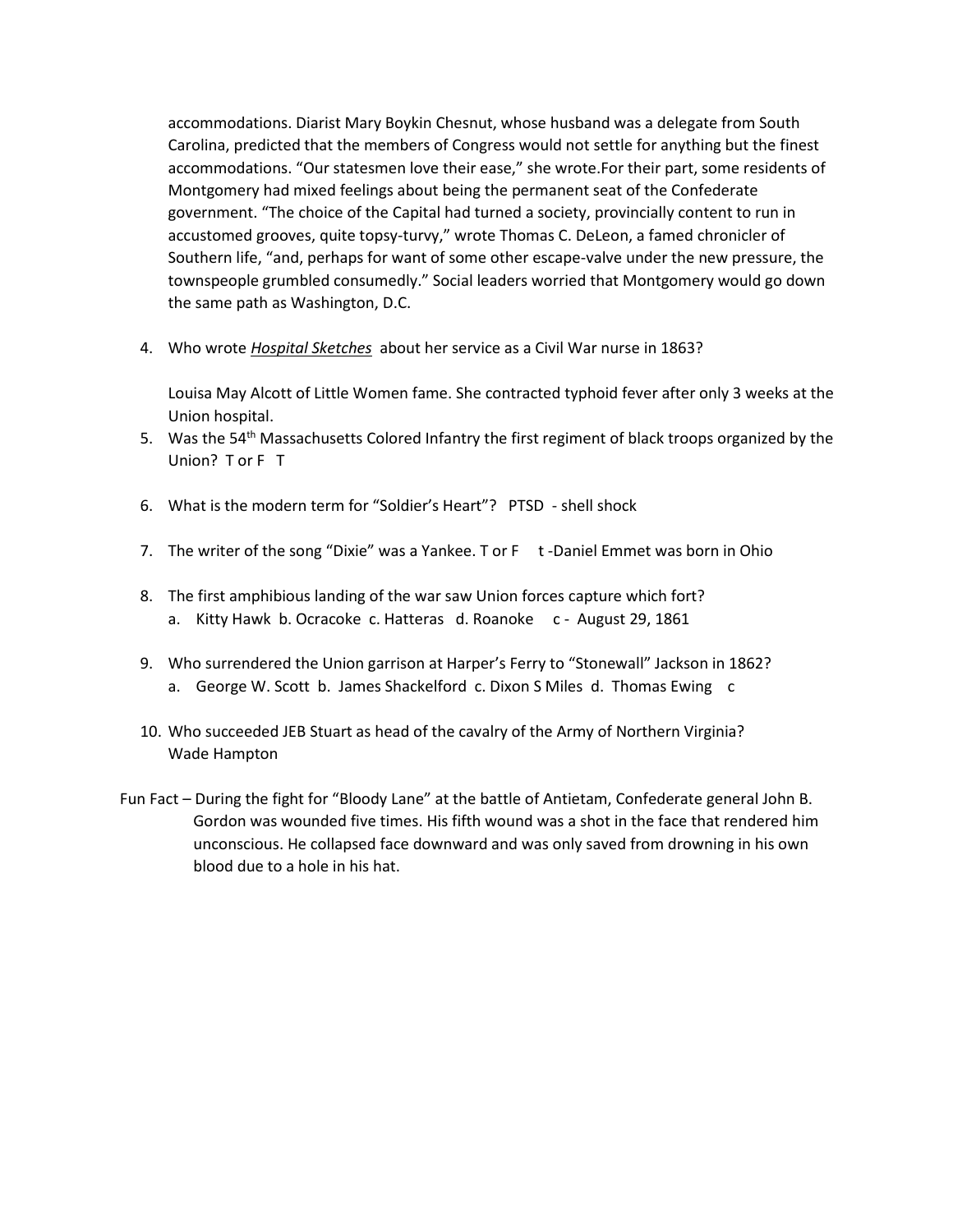accommodations. Diarist Mary Boykin Chesnut, whose husband was a delegate from South Carolina, predicted that the members of Congress would not settle for anything but the finest accommodations. "Our statesmen love their ease," she wrote.For their part, some residents of Montgomery had mixed feelings about being the permanent seat of the Confederate government. "The choice of the Capital had turned a society, provincially content to run in accustomed grooves, quite topsy-turvy," wrote Thomas C. DeLeon, a famed chronicler of Southern life, "and, perhaps for want of some other escape-valve under the new pressure, the townspeople grumbled consumedly." Social leaders worried that Montgomery would go down the same path as Washington, D.C.

4. Who wrote ***<u>Hospital Sketches</u>*** about her service as a Civil War nurse in 1863?

   Louisa May Alcott of Little Women fame. She contracted typhoid fever after only 3 weeks at the Union hospital.

5. Was the 54th Massachusetts Colored Infantry the first regiment of black troops organized by the Union? T or F T

6. What is the modern term for "Soldier's Heart"? PTSD - shell shock

7. The writer of the song "Dixie" was a Yankee. T or F t -Daniel Emmet was born in Ohio

8. The first amphibious landing of the war saw Union forces capture which fort?
   a. Kitty Hawk b. Ocracoke c. Hatteras d. Roanoke c - August 29, 1861

9. Who surrendered the Union garrison at Harper's Ferry to "Stonewall" Jackson in 1862?
   a. George W. Scott b. James Shackelford c. Dixon S Miles d. Thomas Ewing c

10. Who succeeded JEB Stuart as head of the cavalry of the Army of Northern Virginia?
    Wade Hampton

Fun Fact – During the fight for "Bloody Lane" at the battle of Antietam, Confederate general John B. Gordon was wounded five times. His fifth wound was a shot in the face that rendered him unconscious. He collapsed face downward and was only saved from drowning in his own blood due to a hole in his hat.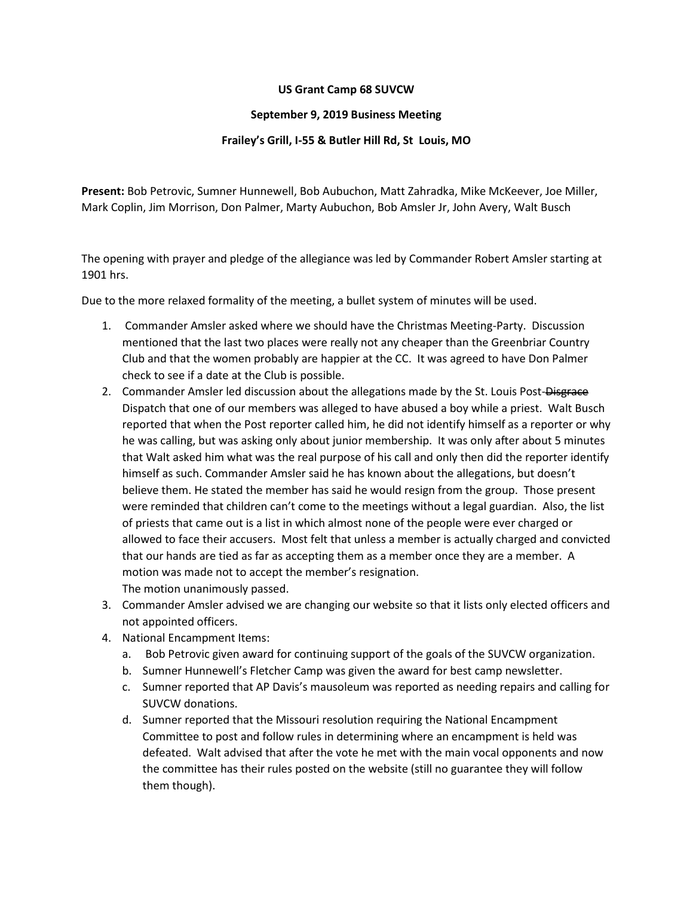**US Grant Camp 68 SUVCW**

**September 9, 2019 Business Meeting**

**Frailey's Grill, I-55 & Butler Hill Rd, St Louis, MO**

**Present:** Bob Petrovic, Sumner Hunnewell, Bob Aubuchon, Matt Zahradka, Mike McKeever, Joe Miller, Mark Coplin, Jim Morrison, Don Palmer, Marty Aubuchon, Bob Amsler Jr, John Avery, Walt Busch

The opening with prayer and pledge of the allegiance was led by Commander Robert Amsler starting at 1901 hrs.

Due to the more relaxed formality of the meeting, a bullet system of minutes will be used.

1. Commander Amsler asked where we should have the Christmas Meeting-Party. Discussion mentioned that the last two places were really not any cheaper than the Greenbriar Country Club and that the women probably are happier at the CC. It was agreed to have Don Palmer check to see if a date at the Club is possible.
2. Commander Amsler led discussion about the allegations made by the St. Louis Post-~~Disgrace~~ Dispatch that one of our members was alleged to have abused a boy while a priest. Walt Busch reported that when the Post reporter called him, he did not identify himself as a reporter or why he was calling, but was asking only about junior membership. It was only after about 5 minutes that Walt asked him what was the real purpose of his call and only then did the reporter identify himself as such. Commander Amsler said he has known about the allegations, but doesn't believe them. He stated the member has said he would resign from the group. Those present were reminded that children can't come to the meetings without a legal guardian. Also, the list of priests that came out is a list in which almost none of the people were ever charged or allowed to face their accusers. Most felt that unless a member is actually charged and convicted that our hands are tied as far as accepting them as a member once they are a member. A motion was made not to accept the member's resignation.
   The motion unanimously passed.
3. Commander Amsler advised we are changing our website so that it lists only elected officers and not appointed officers.
4. National Encampment Items:
   a. Bob Petrovic given award for continuing support of the goals of the SUVCW organization.
   b. Sumner Hunnewell's Fletcher Camp was given the award for best camp newsletter.
   c. Sumner reported that AP Davis's mausoleum was reported as needing repairs and calling for SUVCW donations.
   d. Sumner reported that the Missouri resolution requiring the National Encampment Committee to post and follow rules in determining where an encampment is held was defeated. Walt advised that after the vote he met with the main vocal opponents and now the committee has their rules posted on the website (still no guarantee they will follow them though).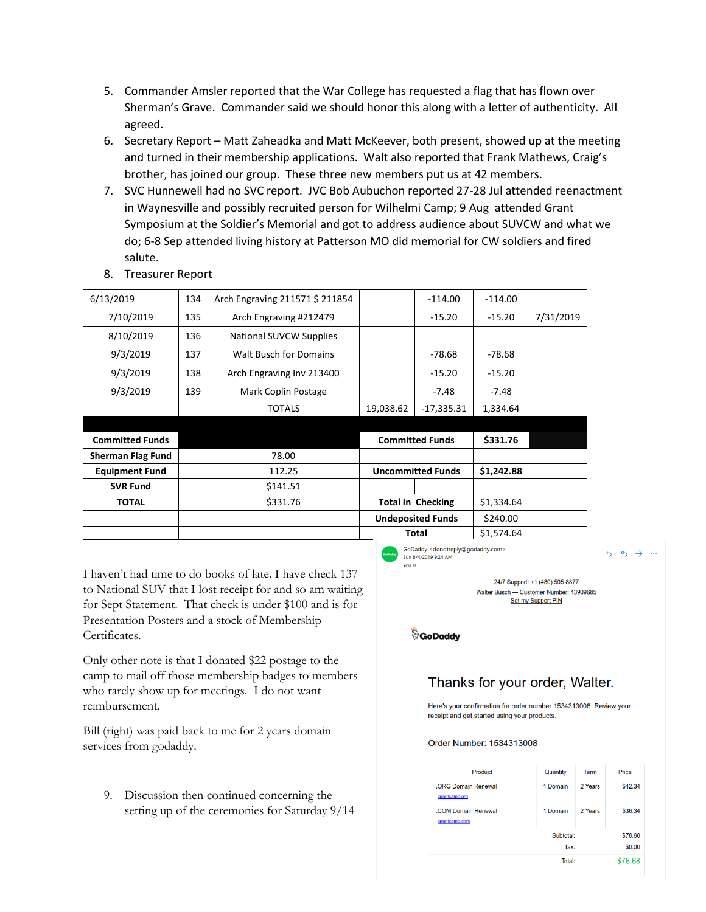5. Commander Amsler reported that the War College has requested a flag that has flown over Sherman's Grave. Commander said we should honor this along with a letter of authenticity. All agreed.
6. Secretary Report – Matt Zaheadka and Matt McKeever, both present, showed up at the meeting and turned in their membership applications. Walt also reported that Frank Mathews, Craig's brother, has joined our group. These three new members put us at 42 members.
7. SVC Hunnewell had no SVC report. JVC Bob Aubuchon reported 27-28 Jul attended reenactment in Waynesville and possibly recruited person for Wilhelmi Camp; 9 Aug attended Grant Symposium at the Soldier's Memorial and got to address audience about SUVCW and what we do; 6-8 Sep attended living history at Patterson MO did memorial for CW soldiers and fired salute.
8. Treasurer Report

| | | | | | | |
|---|---|---|---|---|---|---|
| 6/13/2019 | 134 | Arch Engraving 211571 $ 211854 | | -114.00 | -114.00 | |
| 7/10/2019 | 135 | Arch Engraving #212479 | | -15.20 | -15.20 | 7/31/2019 |
| 8/10/2019 | 136 | National SUVCW Supplies | | | | |
| 9/3/2019 | 137 | Walt Busch for Domains | | -78.68 | -78.68 | |
| 9/3/2019 | 138 | Arch Engraving Inv 213400 | | -15.20 | -15.20 | |
| 9/3/2019 | 139 | Mark Coplin Postage | | -7.48 | -7.48 | |
| | | TOTALS | 19,038.62 | -17,335.31 | 1,334.64 | |
| | | | | | | |
| **Committed Funds** | | | **Committed Funds** | | **$331.76** | |
| **Sherman Flag Fund** | | 78.00 | | | | |
| **Equipment Fund** | | 112.25 | **Uncommitted Funds** | | **$1,242.88** | |
| **SVR Fund** | | $141.51 | | | | |
| **TOTAL** | | $331.76 | **Total in Checking** | | $1,334.64 | |
| | | | **Undeposited Funds** | | $240.00 | |
| | | | **Total** | | $1,574.64 | |

I haven't had time to do books of late. I have check 137 to National SUV that I lost receipt for and so am waiting for Sept Statement. That check is under $100 and is for Presentation Posters and a stock of Membership Certificates.

Only other note is that I donated $22 postage to the camp to mail off those membership badges to members who rarely show up for meetings. I do not want reimbursement.

Bill (right) was paid back to me for 2 years domain services from godaddy.

GoDaddy <donotreply@godaddy.com>
Sun 8/4/2019 9:24 AM
You

24/7 Support: +1 (480) 505-8877
Walter Busch — Customer Number: 43909685
Set my Support PIN

GoDaddy

Thanks for your order, Walter.

Here's your confirmation for order number 1534313008. Review your receipt and get started using your products.

Order Number: 1534313008

| Product | Quantity | Term | Price |
|---|---|---|---|
| .ORG Domain Renewal grantcamp.org | 1 Domain | 2 Years | $42.34 |
| .COM Domain Renewal grantcamp.com | 1 Domain | 2 Years | $36.34 |
| | | Subtotal: | $78.68 |
| | | Tax: | $0.00 |
| | | Total: | $78.68 |

9. Discussion then continued concerning the setting up of the ceremonies for Saturday 9/14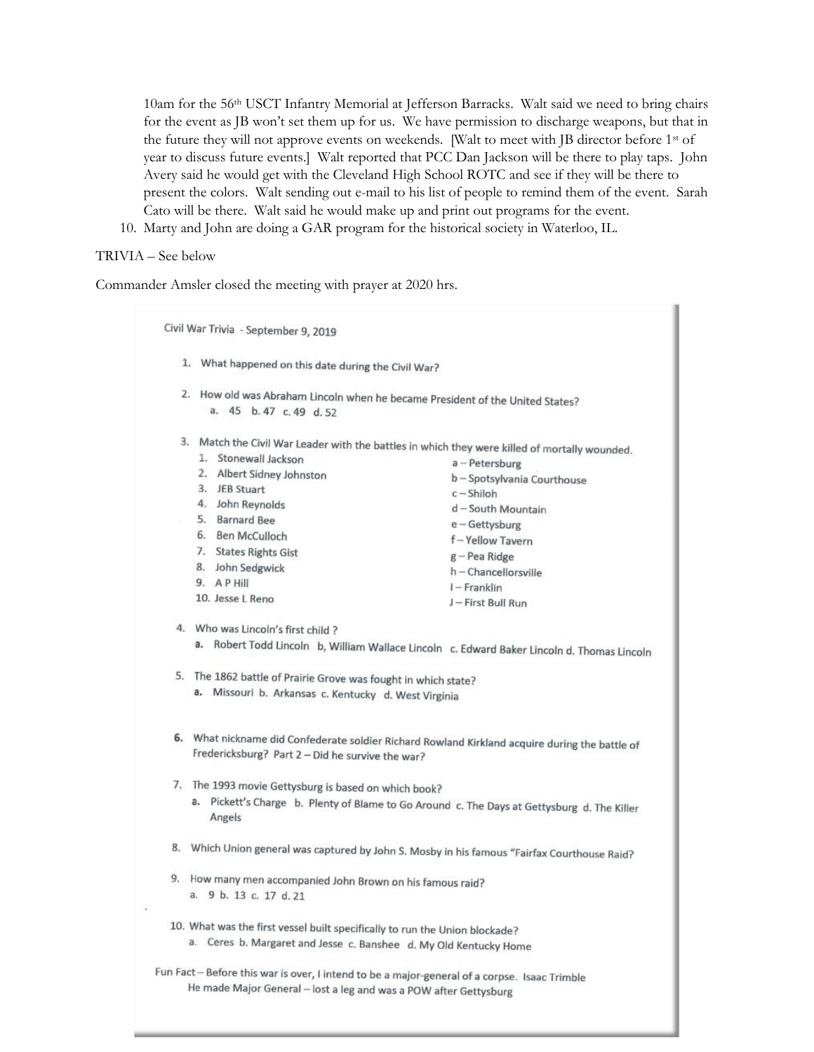10am for the 56th USCT Infantry Memorial at Jefferson Barracks. Walt said we need to bring chairs for the event as JB won't set them up for us. We have permission to discharge weapons, but that in the future they will not approve events on weekends. [Walt to meet with JB director before 1st of year to discuss future events.] Walt reported that PCC Dan Jackson will be there to play taps. John Avery said he would get with the Cleveland High School ROTC and see if they will be there to present the colors. Walt sending out e-mail to his list of people to remind them of the event. Sarah Cato will be there. Walt said he would make up and print out programs for the event.

10. Marty and John are doing a GAR program for the historical society in Waterloo, IL.

TRIVIA – See below

Commander Amsler closed the meeting with prayer at 2020 hrs.

Civil War Trivia - September 9, 2019

1. What happened on this date during the Civil War?

2. How old was Abraham Lincoln when he became President of the United States?
   a. 45 b. 47 c. 49 d. 52

3. Match the Civil War Leader with the battles in which they were killed of mortally wounded.

| Leader | Battle |
|---|---|
| 1. Stonewall Jackson | a – Petersburg |
| 2. Albert Sidney Johnston | b – Spotsylvania Courthouse |
| 3. JEB Stuart | c – Shiloh |
| 4. John Reynolds | d – South Mountain |
| 5. Barnard Bee | e – Gettysburg |
| 6. Ben McCulloch | f – Yellow Tavern |
| 7. States Rights Gist | g – Pea Ridge |
| 8. John Sedgwick | h – Chancellorsville |
| 9. A P Hill | I – Franklin |
| 10. Jesse L Reno | J – First Bull Run |

4. Who was Lincoln's first child ?
   a. Robert Todd Lincoln b, William Wallace Lincoln c. Edward Baker Lincoln d. Thomas Lincoln

5. The 1862 battle of Prairie Grove was fought in which state?
   a. Missouri b. Arkansas c. Kentucky d. West Virginia

6. What nickname did Confederate soldier Richard Rowland Kirkland acquire during the battle of Fredericksburg? Part 2 – Did he survive the war?

7. The 1993 movie Gettysburg is based on which book?
   a. Pickett's Charge b. Plenty of Blame to Go Around c. The Days at Gettysburg d. The Killer Angels

8. Which Union general was captured by John S. Mosby in his famous "Fairfax Courthouse Raid?

9. How many men accompanied John Brown on his famous raid?
   a. 9 b. 13 c. 17 d. 21

10. What was the first vessel built specifically to run the Union blockade?
    a. Ceres b. Margaret and Jesse c. Banshee d. My Old Kentucky Home

Fun Fact – Before this war is over, I intend to be a major-general of a corpse. Isaac Trimble
He made Major General – lost a leg and was a POW after Gettysburg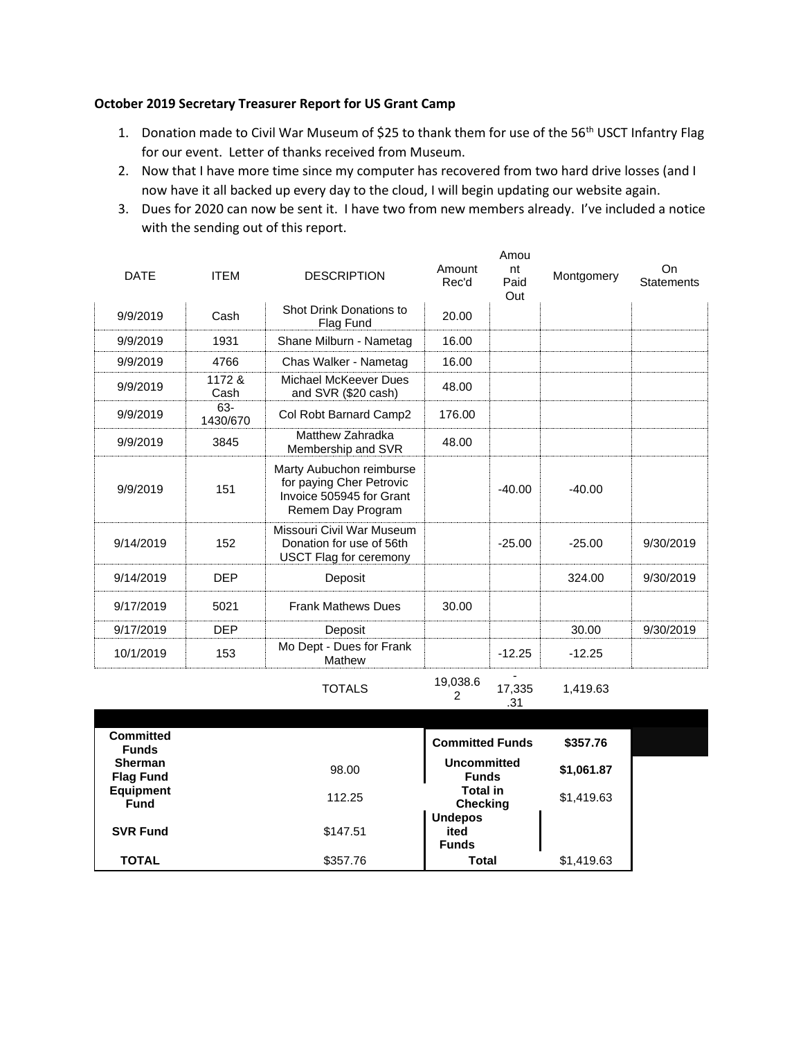**October 2019 Secretary Treasurer Report for US Grant Camp**

1. Donation made to Civil War Museum of $25 to thank them for use of the 56th USCT Infantry Flag for our event. Letter of thanks received from Museum.
2. Now that I have more time since my computer has recovered from two hard drive losses (and I now have it all backed up every day to the cloud, I will begin updating our website again.
3. Dues for 2020 can now be sent it. I have two from new members already. I've included a notice with the sending out of this report.

| DATE | ITEM | DESCRIPTION | Amount Rec'd | Amount Paid Out | Montgomery | On Statements |
|---|---|---|---|---|---|---|
| 9/9/2019 | Cash | Shot Drink Donations to Flag Fund | 20.00 | | | |
| 9/9/2019 | 1931 | Shane Milburn - Nametag | 16.00 | | | |
| 9/9/2019 | 4766 | Chas Walker - Nametag | 16.00 | | | |
| 9/9/2019 | 1172 & Cash | Michael McKeever Dues and SVR ($20 cash) | 48.00 | | | |
| 9/9/2019 | 63-1430/670 | Col Robt Barnard Camp2 | 176.00 | | | |
| 9/9/2019 | 3845 | Matthew Zahradka Membership and SVR | 48.00 | | | |
| 9/9/2019 | 151 | Marty Aubuchon reimburse for paying Cher Petrovic Invoice 505945 for Grant Remem Day Program | | -40.00 | -40.00 | |
| 9/14/2019 | 152 | Missouri Civil War Museum Donation for use of 56th USCT Flag for ceremony | | -25.00 | -25.00 | 9/30/2019 |
| 9/14/2019 | DEP | Deposit | | | 324.00 | 9/30/2019 |
| 9/17/2019 | 5021 | Frank Mathews Dues | 30.00 | | | |
| 9/17/2019 | DEP | Deposit | | | 30.00 | 9/30/2019 |
| 10/1/2019 | 153 | Mo Dept - Dues for Frank Mathew | | -12.25 | -12.25 | |
| | | TOTALS | 19,038.62 | -17,335.31 | 1,419.63 | |

| Committed Funds | |
|---|---|
| Sherman Flag Fund | 98.00 |
| Equipment Fund | 112.25 |
| SVR Fund | $147.51 |
| TOTAL | $357.76 |

| | |
|---|---|
| Committed Funds | $357.76 |
| Uncommitted Funds | $1,061.87 |
| Total in Checking | $1,419.63 |
| Undeposited Funds | |
| Total | $1,419.63 |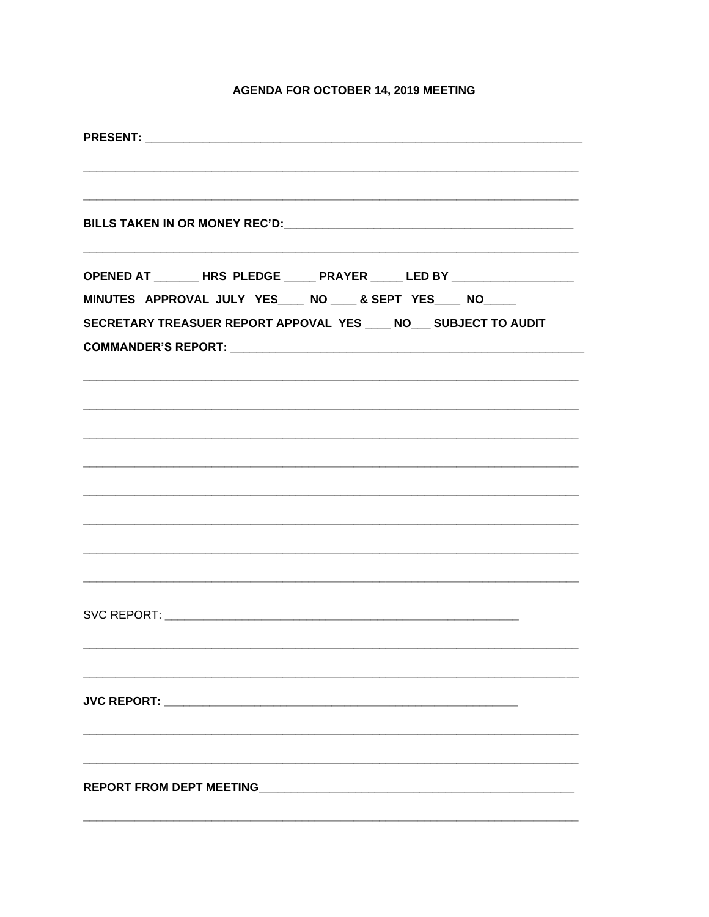**AGENDA FOR OCTOBER 14, 2019 MEETING**

**PRESENT:** ______________________________________________________________________

______________________________________________________________________________

______________________________________________________________________________

**BILLS TAKEN IN OR MONEY REC'D:**______________________________________________

______________________________________________________________________________

**OPENED AT** _______ **HRS PLEDGE** _____ **PRAYER** _____ **LED BY** ___________________

**MINUTES APPROVAL JULY YES**____ **NO** ____ **& SEPT YES**____ **NO**_____

**SECRETARY TREASUER REPORT APPOVAL YES** ____ **NO**___ **SUBJECT TO AUDIT**

**COMMANDER'S REPORT:** ________________________________________________________

______________________________________________________________________________

______________________________________________________________________________

______________________________________________________________________________

______________________________________________________________________________

______________________________________________________________________________

______________________________________________________________________________

______________________________________________________________________________

______________________________________________________________________________

SVC REPORT: _____________________________________________________________

______________________________________________________________________________

______________________________________________________________________________

**JVC REPORT:** _____________________________________________________________

______________________________________________________________________________

______________________________________________________________________________

**REPORT FROM DEPT MEETING**__________________________________________________

______________________________________________________________________________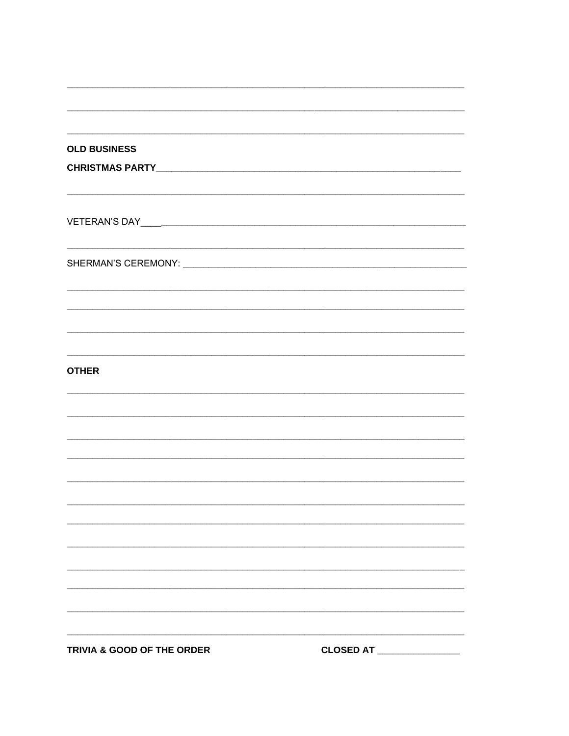**OLD BUSINESS**

**CHRISTMAS PARTY**\_\_\_\_\_\_\_\_\_\_\_\_\_\_\_\_\_\_\_\_\_\_\_\_\_\_\_\_\_\_\_\_\_\_\_\_\_\_\_\_\_\_\_\_\_\_\_\_\_\_\_\_\_\_\_\_\_\_\_\_

VETERAN'S DAY\_\_\_\_\_\_\_\_\_\_\_\_\_\_\_\_\_\_\_\_\_\_\_\_\_\_\_\_\_\_\_\_\_\_\_\_\_\_\_\_\_\_\_\_\_\_\_\_\_\_\_\_\_\_\_\_\_\_\_\_\_\_\_\_

SHERMAN'S CEREMONY: \_\_\_\_\_\_\_\_\_\_\_\_\_\_\_\_\_\_\_\_\_\_\_\_\_\_\_\_\_\_\_\_\_\_\_\_\_\_\_\_\_\_\_\_\_\_\_\_\_\_\_\_\_\_\_\_

**OTHER**

**TRIVIA & GOOD OF THE ORDER** **CLOSED AT** \_\_\_\_\_\_\_\_\_\_\_\_\_\_\_\_